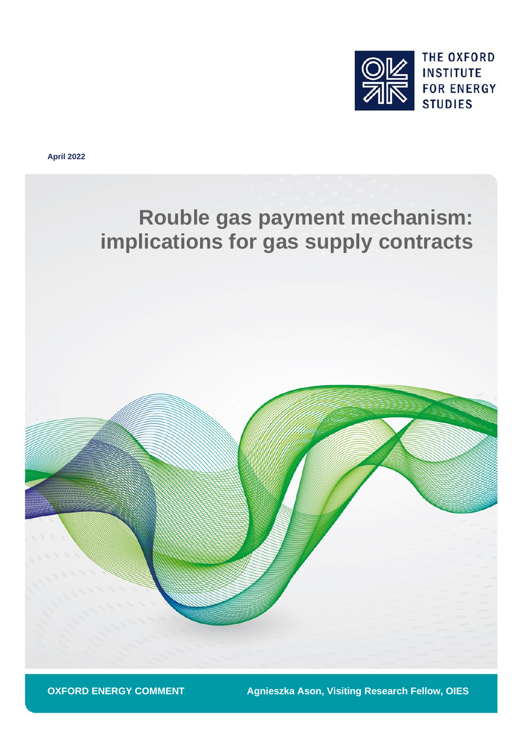THE OXFORD INSTITUTE FOR ENERGY STUDIES

April 2022

# Rouble gas payment mechanism: implications for gas supply contracts

**OXFORD ENERGY COMMENT**

**Agnieszka Ason, Visiting Research Fellow, OIES**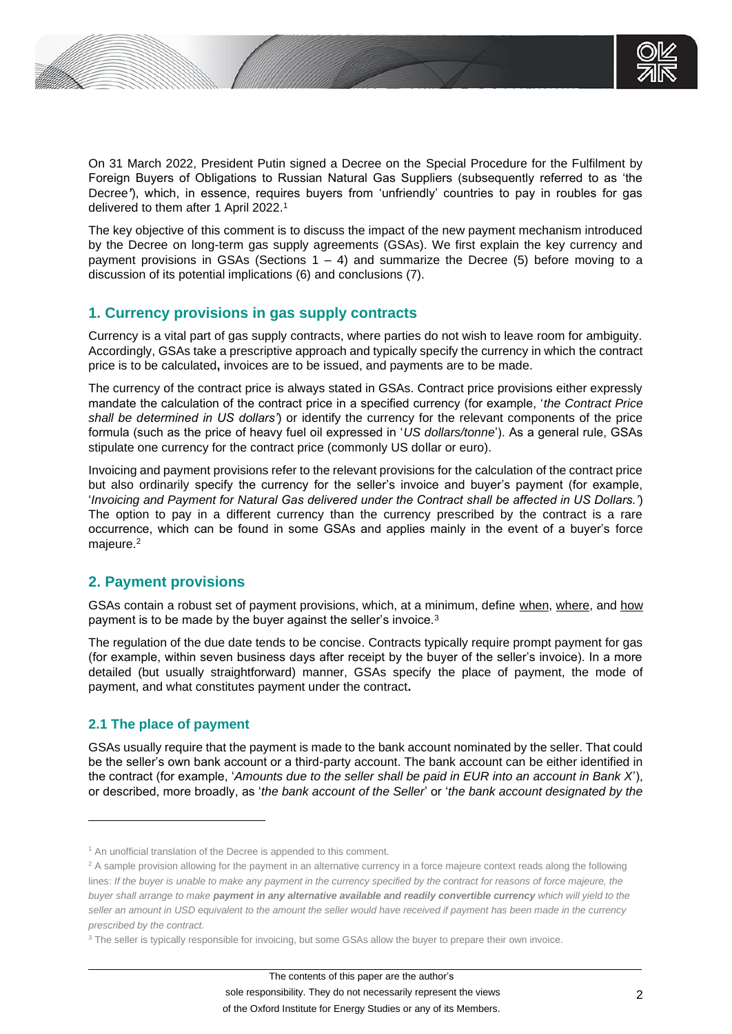On 31 March 2022, President Putin signed a Decree on the Special Procedure for the Fulfilment by Foreign Buyers of Obligations to Russian Natural Gas Suppliers (subsequently referred to as 'the Decree*'*), which, in essence, requires buyers from 'unfriendly' countries to pay in roubles for gas delivered to them after 1 April 2022.[1]

The key objective of this comment is to discuss the impact of the new payment mechanism introduced by the Decree on long-term gas supply agreements (GSAs). We first explain the key currency and payment provisions in GSAs (Sections 1 – 4) and summarize the Decree (5) before moving to a discussion of its potential implications (6) and conclusions (7).

## 1. Currency provisions in gas supply contracts

Currency is a vital part of gas supply contracts, where parties do not wish to leave room for ambiguity. Accordingly, GSAs take a prescriptive approach and typically specify the currency in which the contract price is to be calculated**,** invoices are to be issued, and payments are to be made.

The currency of the contract price is always stated in GSAs. Contract price provisions either expressly mandate the calculation of the contract price in a specified currency (for example, '*the Contract Price shall be determined in US dollars*') or identify the currency for the relevant components of the price formula (such as the price of heavy fuel oil expressed in '*US dollars/tonne*'). As a general rule, GSAs stipulate one currency for the contract price (commonly US dollar or euro).

Invoicing and payment provisions refer to the relevant provisions for the calculation of the contract price but also ordinarily specify the currency for the seller's invoice and buyer's payment (for example, '*Invoicing and Payment for Natural Gas delivered under the Contract shall be affected in US Dollars.*') The option to pay in a different currency than the currency prescribed by the contract is a rare occurrence, which can be found in some GSAs and applies mainly in the event of a buyer's force majeure.[2]

## 2. Payment provisions

GSAs contain a robust set of payment provisions, which, at a minimum, define when, where, and how payment is to be made by the buyer against the seller's invoice.[3]

The regulation of the due date tends to be concise. Contracts typically require prompt payment for gas (for example, within seven business days after receipt by the buyer of the seller's invoice). In a more detailed (but usually straightforward) manner, GSAs specify the place of payment, the mode of payment, and what constitutes payment under the contract**.**

### 2.1 The place of payment

GSAs usually require that the payment is made to the bank account nominated by the seller. That could be the seller's own bank account or a third-party account. The bank account can be either identified in the contract (for example, '*Amounts due to the seller shall be paid in EUR into an account in Bank X*'), or described, more broadly, as '*the bank account of the Seller*' or '*the bank account designated by the*

---

[1] An unofficial translation of the Decree is appended to this comment.

[2] A sample provision allowing for the payment in an alternative currency in a force majeure context reads along the following lines: *If the buyer is unable to make any payment in the currency specified by the contract for reasons of force majeure, the buyer shall arrange to make* ***payment in any alternative available and readily convertible currency*** *which will yield to the seller an amount in USD equivalent to the amount the seller would have received if payment has been made in the currency prescribed by the contract.*

[3] The seller is typically responsible for invoicing, but some GSAs allow the buyer to prepare their own invoice.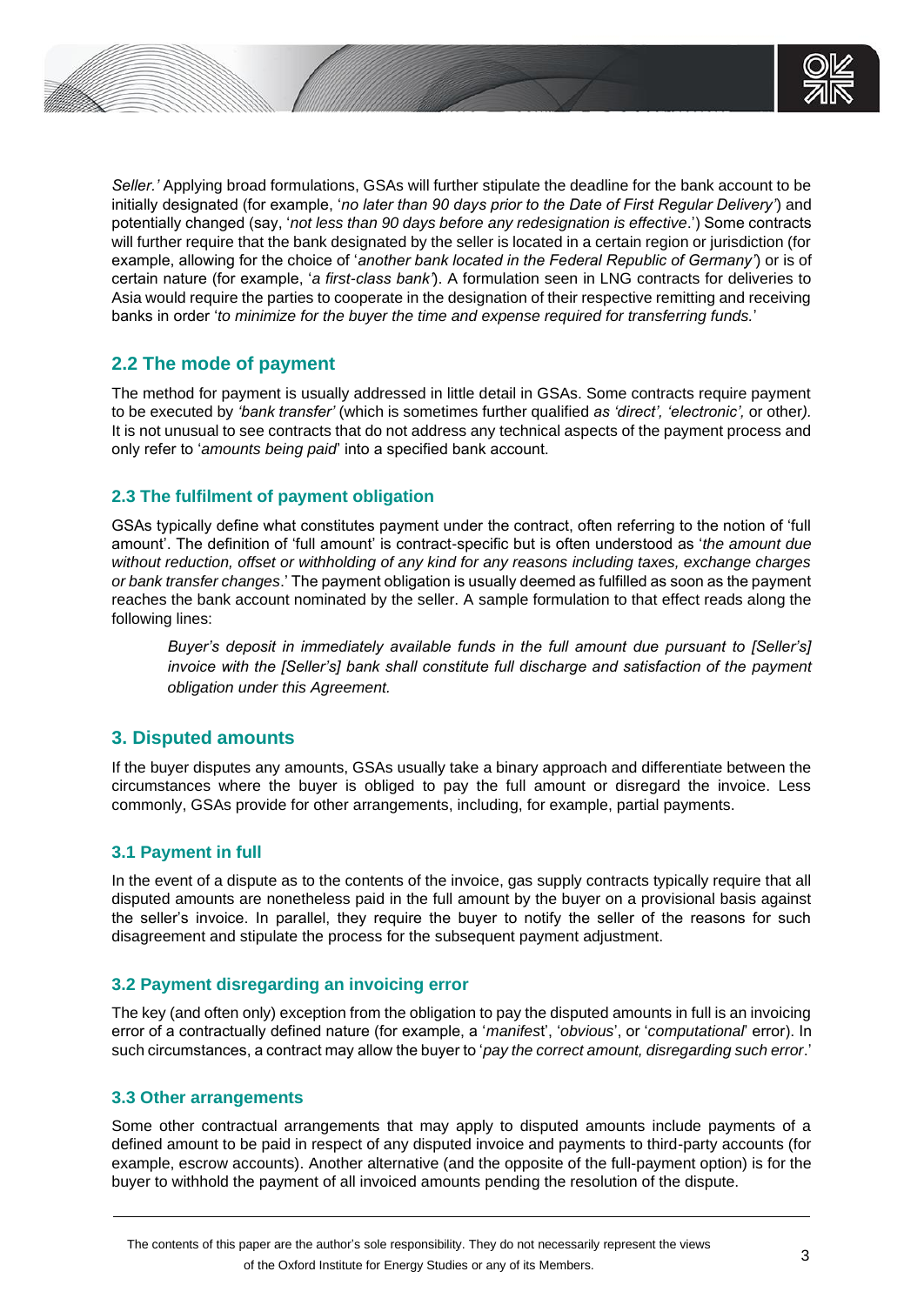*Seller.'* Applying broad formulations, GSAs will further stipulate the deadline for the bank account to be initially designated (for example, '*no later than 90 days prior to the Date of First Regular Delivery'*) and potentially changed (say, '*not less than 90 days before any redesignation is effective*.') Some contracts will further require that the bank designated by the seller is located in a certain region or jurisdiction (for example, allowing for the choice of '*another bank located in the Federal Republic of Germany'*) or is of certain nature (for example, '*a first-class bank'*). A formulation seen in LNG contracts for deliveries to Asia would require the parties to cooperate in the designation of their respective remitting and receiving banks in order '*to minimize for the buyer the time and expense required for transferring funds.*'

## 2.2 The mode of payment

The method for payment is usually addressed in little detail in GSAs. Some contracts require payment to be executed by *'bank transfer'* (which is sometimes further qualified *as 'direct', 'electronic',* or other*).* It is not unusual to see contracts that do not address any technical aspects of the payment process and only refer to '*amounts being paid*' into a specified bank account.

### 2.3 The fulfilment of payment obligation

GSAs typically define what constitutes payment under the contract, often referring to the notion of 'full amount'. The definition of 'full amount' is contract-specific but is often understood as '*the amount due without reduction, offset or withholding of any kind for any reasons including taxes, exchange charges or bank transfer changes*.' The payment obligation is usually deemed as fulfilled as soon as the payment reaches the bank account nominated by the seller. A sample formulation to that effect reads along the following lines:

> *Buyer's deposit in immediately available funds in the full amount due pursuant to [Seller's] invoice with the [Seller's] bank shall constitute full discharge and satisfaction of the payment obligation under this Agreement.*

## 3. Disputed amounts

If the buyer disputes any amounts, GSAs usually take a binary approach and differentiate between the circumstances where the buyer is obliged to pay the full amount or disregard the invoice. Less commonly, GSAs provide for other arrangements, including, for example, partial payments.

### 3.1 Payment in full

In the event of a dispute as to the contents of the invoice, gas supply contracts typically require that all disputed amounts are nonetheless paid in the full amount by the buyer on a provisional basis against the seller's invoice. In parallel, they require the buyer to notify the seller of the reasons for such disagreement and stipulate the process for the subsequent payment adjustment.

### 3.2 Payment disregarding an invoicing error

The key (and often only) exception from the obligation to pay the disputed amounts in full is an invoicing error of a contractually defined nature (for example, a '*manifest*', '*obvious*', or '*computational*' error). In such circumstances, a contract may allow the buyer to '*pay the correct amount, disregarding such error*.'

### 3.3 Other arrangements

Some other contractual arrangements that may apply to disputed amounts include payments of a defined amount to be paid in respect of any disputed invoice and payments to third-party accounts (for example, escrow accounts). Another alternative (and the opposite of the full-payment option) is for the buyer to withhold the payment of all invoiced amounts pending the resolution of the dispute.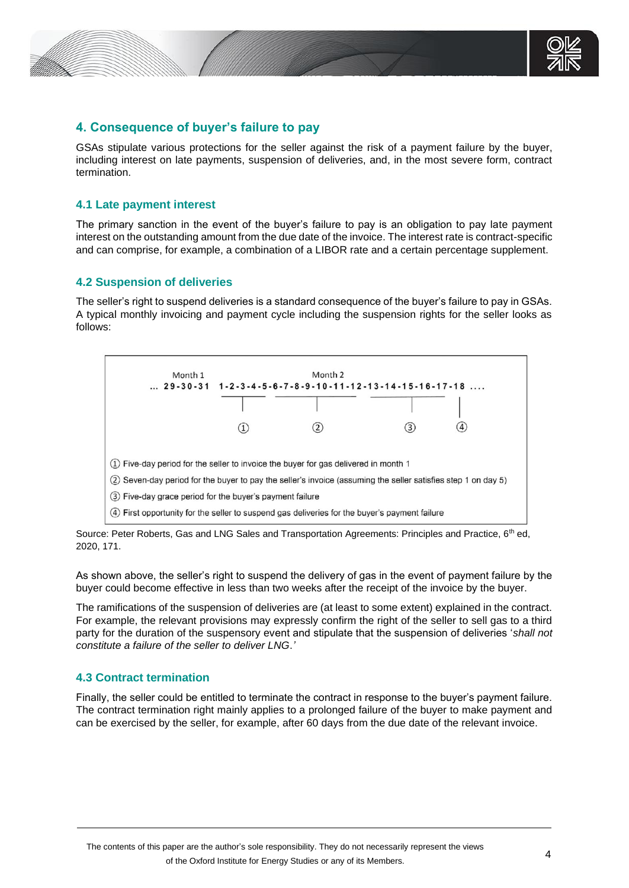## 4. Consequence of buyer's failure to pay

GSAs stipulate various protections for the seller against the risk of a payment failure by the buyer, including interest on late payments, suspension of deliveries, and, in the most severe form, contract termination.

### 4.1 Late payment interest

The primary sanction in the event of the buyer's failure to pay is an obligation to pay late payment interest on the outstanding amount from the due date of the invoice. The interest rate is contract-specific and can comprise, for example, a combination of a LIBOR rate and a certain percentage supplement.

### 4.2 Suspension of deliveries

The seller's right to suspend deliveries is a standard consequence of the buyer's failure to pay in GSAs. A typical monthly invoicing and payment cycle including the suspension rights for the seller looks as follows:

Month 1

... 29-30-31

Month 2

1-2-3-4-5-6-7-8-9-10-11-12-13-14-15-16-17-18 ....

① ② ③ ④

① Five-day period for the seller to invoice the buyer for gas delivered in month 1

② Seven-day period for the buyer to pay the seller's invoice (assuming the seller satisfies step 1 on day 5)

③ Five-day grace period for the buyer's payment failure

④ First opportunity for the seller to suspend gas deliveries for the buyer's payment failure

Source: Peter Roberts, Gas and LNG Sales and Transportation Agreements: Principles and Practice, 6th ed, 2020, 171.

As shown above, the seller's right to suspend the delivery of gas in the event of payment failure by the buyer could become effective in less than two weeks after the receipt of the invoice by the buyer.

The ramifications of the suspension of deliveries are (at least to some extent) explained in the contract. For example, the relevant provisions may expressly confirm the right of the seller to sell gas to a third party for the duration of the suspensory event and stipulate that the suspension of deliveries '*shall not constitute a failure of the seller to deliver LNG*.'

### 4.3 Contract termination

Finally, the seller could be entitled to terminate the contract in response to the buyer's payment failure. The contract termination right mainly applies to a prolonged failure of the buyer to make payment and can be exercised by the seller, for example, after 60 days from the due date of the relevant invoice.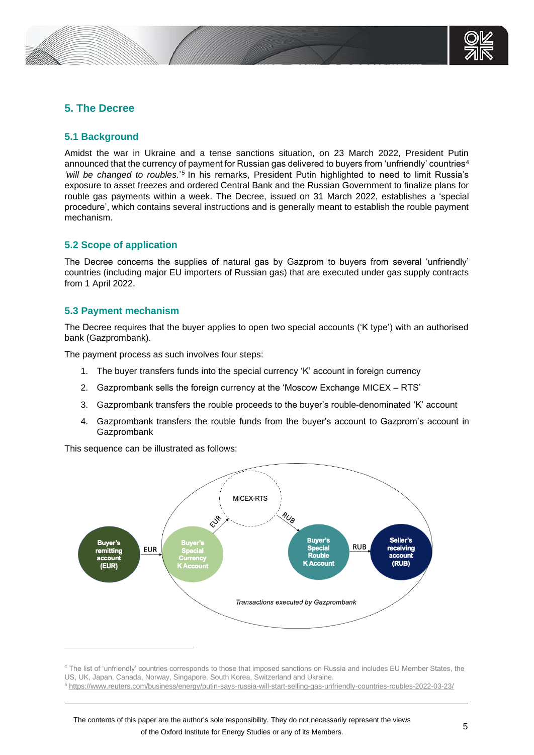## 5. The Decree

### 5.1 Background

Amidst the war in Ukraine and a tense sanctions situation, on 23 March 2022, President Putin announced that the currency of payment for Russian gas delivered to buyers from 'unfriendly' countries[4] *'will be changed to roubles.'*[5] In his remarks, President Putin highlighted to need to limit Russia's exposure to asset freezes and ordered Central Bank and the Russian Government to finalize plans for rouble gas payments within a week. The Decree, issued on 31 March 2022, establishes a 'special procedure', which contains several instructions and is generally meant to establish the rouble payment mechanism.

### 5.2 Scope of application

The Decree concerns the supplies of natural gas by Gazprom to buyers from several 'unfriendly' countries (including major EU importers of Russian gas) that are executed under gas supply contracts from 1 April 2022.

### 5.3 Payment mechanism

The Decree requires that the buyer applies to open two special accounts ('K type') with an authorised bank (Gazprombank).

The payment process as such involves four steps:

1. The buyer transfers funds into the special currency 'K' account in foreign currency
2. Gazprombank sells the foreign currency at the 'Moscow Exchange MICEX – RTS'
3. Gazprombank transfers the rouble proceeds to the buyer's rouble-denominated 'K' account
4. Gazprombank transfers the rouble funds from the buyer's account to Gazprom's account in Gazprombank

This sequence can be illustrated as follows:

Buyer's remitting account (EUR) → EUR → Buyer's Special Currency K Account → EUR → MICEX-RTS → RUB → Buyer's Special Rouble K Account → RUB → Seller's receiving account (RUB)

*Transactions executed by Gazprombank*

[4] The list of 'unfriendly' countries corresponds to those that imposed sanctions on Russia and includes EU Member States, the US, UK, Japan, Canada, Norway, Singapore, South Korea, Switzerland and Ukraine.

[5] https://www.reuters.com/business/energy/putin-says-russia-will-start-selling-gas-unfriendly-countries-roubles-2022-03-23/

The contents of this paper are the author's sole responsibility. They do not necessarily represent the views of the Oxford Institute for Energy Studies or any of its Members.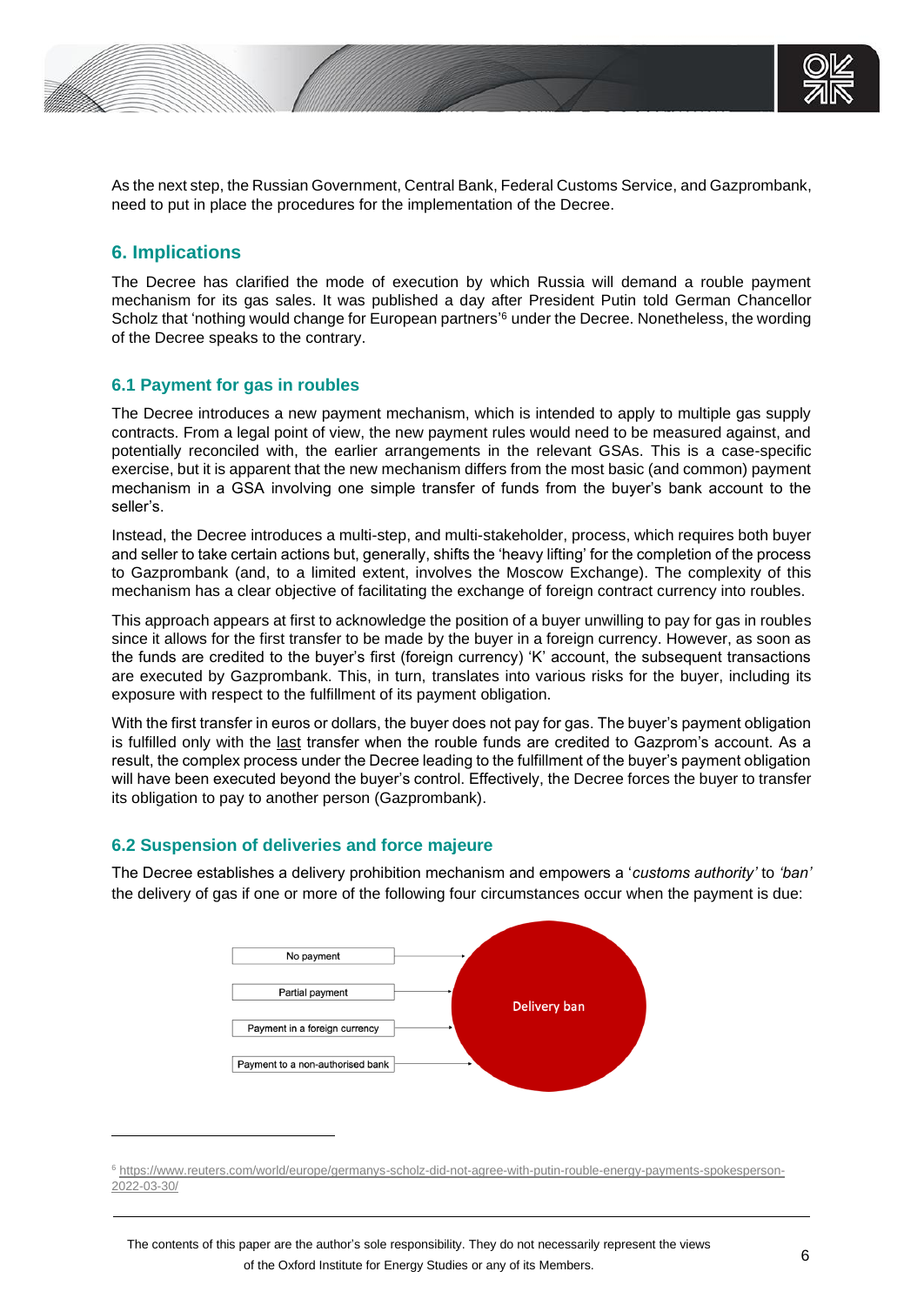As the next step, the Russian Government, Central Bank, Federal Customs Service, and Gazprombank, need to put in place the procedures for the implementation of the Decree.

## 6. Implications

The Decree has clarified the mode of execution by which Russia will demand a rouble payment mechanism for its gas sales. It was published a day after President Putin told German Chancellor Scholz that 'nothing would change for European partners'[6] under the Decree. Nonetheless, the wording of the Decree speaks to the contrary.

### 6.1 Payment for gas in roubles

The Decree introduces a new payment mechanism, which is intended to apply to multiple gas supply contracts. From a legal point of view, the new payment rules would need to be measured against, and potentially reconciled with, the earlier arrangements in the relevant GSAs. This is a case-specific exercise, but it is apparent that the new mechanism differs from the most basic (and common) payment mechanism in a GSA involving one simple transfer of funds from the buyer's bank account to the seller's.

Instead, the Decree introduces a multi-step, and multi-stakeholder, process, which requires both buyer and seller to take certain actions but, generally, shifts the 'heavy lifting' for the completion of the process to Gazprombank (and, to a limited extent, involves the Moscow Exchange). The complexity of this mechanism has a clear objective of facilitating the exchange of foreign contract currency into roubles.

This approach appears at first to acknowledge the position of a buyer unwilling to pay for gas in roubles since it allows for the first transfer to be made by the buyer in a foreign currency. However, as soon as the funds are credited to the buyer's first (foreign currency) 'K' account, the subsequent transactions are executed by Gazprombank. This, in turn, translates into various risks for the buyer, including its exposure with respect to the fulfillment of its payment obligation.

With the first transfer in euros or dollars, the buyer does not pay for gas. The buyer's payment obligation is fulfilled only with the last transfer when the rouble funds are credited to Gazprom's account. As a result, the complex process under the Decree leading to the fulfillment of the buyer's payment obligation will have been executed beyond the buyer's control. Effectively, the Decree forces the buyer to transfer its obligation to pay to another person (Gazprombank).

### 6.2 Suspension of deliveries and force majeure

The Decree establishes a delivery prohibition mechanism and empowers a '*customs authority'* to *'ban'* the delivery of gas if one or more of the following four circumstances occur when the payment is due:

- No payment → Delivery ban
- Partial payment → Delivery ban
- Payment in a foreign currency → Delivery ban
- Payment to a non-authorised bank → Delivery ban

[6] https://www.reuters.com/world/europe/germanys-scholz-did-not-agree-with-putin-rouble-energy-payments-spokesperson-2022-03-30/

The contents of this paper are the author's sole responsibility. They do not necessarily represent the views of the Oxford Institute for Energy Studies or any of its Members.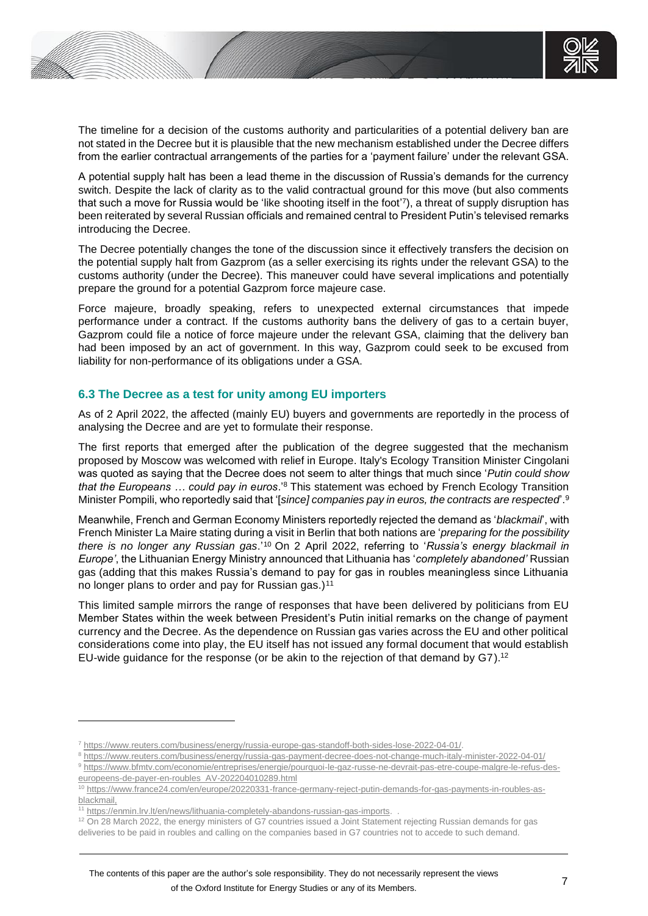The timeline for a decision of the customs authority and particularities of a potential delivery ban are not stated in the Decree but it is plausible that the new mechanism established under the Decree differs from the earlier contractual arrangements of the parties for a 'payment failure' under the relevant GSA.

A potential supply halt has been a lead theme in the discussion of Russia's demands for the currency switch. Despite the lack of clarity as to the valid contractual ground for this move (but also comments that such a move for Russia would be 'like shooting itself in the foot'[7]), a threat of supply disruption has been reiterated by several Russian officials and remained central to President Putin's televised remarks introducing the Decree.

The Decree potentially changes the tone of the discussion since it effectively transfers the decision on the potential supply halt from Gazprom (as a seller exercising its rights under the relevant GSA) to the customs authority (under the Decree). This maneuver could have several implications and potentially prepare the ground for a potential Gazprom force majeure case.

Force majeure, broadly speaking, refers to unexpected external circumstances that impede performance under a contract. If the customs authority bans the delivery of gas to a certain buyer, Gazprom could file a notice of force majeure under the relevant GSA, claiming that the delivery ban had been imposed by an act of government. In this way, Gazprom could seek to be excused from liability for non-performance of its obligations under a GSA.

### 6.3 The Decree as a test for unity among EU importers

As of 2 April 2022, the affected (mainly EU) buyers and governments are reportedly in the process of analysing the Decree and are yet to formulate their response.

The first reports that emerged after the publication of the degree suggested that the mechanism proposed by Moscow was welcomed with relief in Europe. Italy's Ecology Transition Minister Cingolani was quoted as saying that the Decree does not seem to alter things that much since '*Putin could show that the Europeans … could pay in euros*.'[8] This statement was echoed by French Ecology Transition Minister Pompili, who reportedly said that '[*since] companies pay in euros, the contracts are respected*'.[9]

Meanwhile, French and German Economy Ministers reportedly rejected the demand as '*blackmail*', with French Minister La Maire stating during a visit in Berlin that both nations are '*preparing for the possibility there is no longer any Russian gas*.'[10] On 2 April 2022, referring to '*Russia's energy blackmail in Europe'*, the Lithuanian Energy Ministry announced that Lithuania has '*completely abandoned'* Russian gas (adding that this makes Russia's demand to pay for gas in roubles meaningless since Lithuania no longer plans to order and pay for Russian gas.)[11]

This limited sample mirrors the range of responses that have been delivered by politicians from EU Member States within the week between President's Putin initial remarks on the change of payment currency and the Decree. As the dependence on Russian gas varies across the EU and other political considerations come into play, the EU itself has not issued any formal document that would establish EU-wide guidance for the response (or be akin to the rejection of that demand by G7).[12]

---

[7] https://www.reuters.com/business/energy/russia-europe-gas-standoff-both-sides-lose-2022-04-01/.

[8] https://www.reuters.com/business/energy/russia-gas-payment-decree-does-not-change-much-italy-minister-2022-04-01/

[9] https://www.bfmtv.com/economie/entreprises/energie/pourquoi-le-gaz-russe-ne-devrait-pas-etre-coupe-malgre-le-refus-des-europeens-de-payer-en-roubles_AV-202204010289.html

[10] https://www.france24.com/en/europe/20220331-france-germany-reject-putin-demands-for-gas-payments-in-roubles-as-blackmail,

[11] https://enmin.lrv.lt/en/news/lithuania-completely-abandons-russian-gas-imports. .

[12] On 28 March 2022, the energy ministers of G7 countries issued a Joint Statement rejecting Russian demands for gas deliveries to be paid in roubles and calling on the companies based in G7 countries not to accede to such demand.

The contents of this paper are the author's sole responsibility. They do not necessarily represent the views of the Oxford Institute for Energy Studies or any of its Members.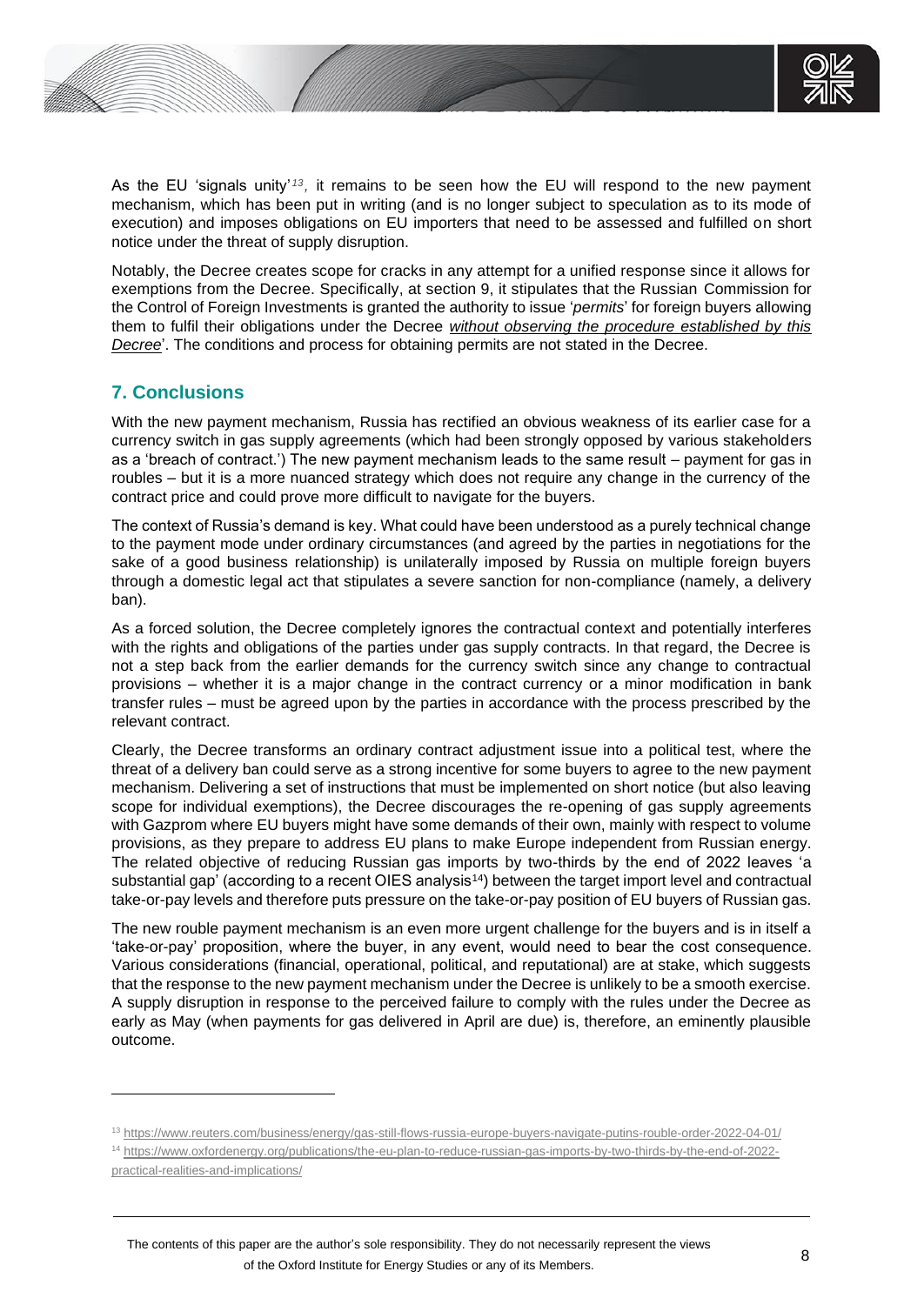As the EU 'signals unity'[13], it remains to be seen how the EU will respond to the new payment mechanism, which has been put in writing (and is no longer subject to speculation as to its mode of execution) and imposes obligations on EU importers that need to be assessed and fulfilled on short notice under the threat of supply disruption.

Notably, the Decree creates scope for cracks in any attempt for a unified response since it allows for exemptions from the Decree. Specifically, at section 9, it stipulates that the Russian Commission for the Control of Foreign Investments is granted the authority to issue '*permits*' for foreign buyers allowing them to fulfil their obligations under the Decree *without observing the procedure established by this Decree*'. The conditions and process for obtaining permits are not stated in the Decree.

## 7. Conclusions

With the new payment mechanism, Russia has rectified an obvious weakness of its earlier case for a currency switch in gas supply agreements (which had been strongly opposed by various stakeholders as a 'breach of contract.') The new payment mechanism leads to the same result – payment for gas in roubles – but it is a more nuanced strategy which does not require any change in the currency of the contract price and could prove more difficult to navigate for the buyers.

The context of Russia's demand is key. What could have been understood as a purely technical change to the payment mode under ordinary circumstances (and agreed by the parties in negotiations for the sake of a good business relationship) is unilaterally imposed by Russia on multiple foreign buyers through a domestic legal act that stipulates a severe sanction for non-compliance (namely, a delivery ban).

As a forced solution, the Decree completely ignores the contractual context and potentially interferes with the rights and obligations of the parties under gas supply contracts. In that regard, the Decree is not a step back from the earlier demands for the currency switch since any change to contractual provisions – whether it is a major change in the contract currency or a minor modification in bank transfer rules – must be agreed upon by the parties in accordance with the process prescribed by the relevant contract.

Clearly, the Decree transforms an ordinary contract adjustment issue into a political test, where the threat of a delivery ban could serve as a strong incentive for some buyers to agree to the new payment mechanism. Delivering a set of instructions that must be implemented on short notice (but also leaving scope for individual exemptions), the Decree discourages the re-opening of gas supply agreements with Gazprom where EU buyers might have some demands of their own, mainly with respect to volume provisions, as they prepare to address EU plans to make Europe independent from Russian energy. The related objective of reducing Russian gas imports by two-thirds by the end of 2022 leaves 'a substantial gap' (according to a recent OIES analysis[14]) between the target import level and contractual take-or-pay levels and therefore puts pressure on the take-or-pay position of EU buyers of Russian gas.

The new rouble payment mechanism is an even more urgent challenge for the buyers and is in itself a 'take-or-pay' proposition, where the buyer, in any event, would need to bear the cost consequence. Various considerations (financial, operational, political, and reputational) are at stake, which suggests that the response to the new payment mechanism under the Decree is unlikely to be a smooth exercise. A supply disruption in response to the perceived failure to comply with the rules under the Decree as early as May (when payments for gas delivered in April are due) is, therefore, an eminently plausible outcome.

---

[13] https://www.reuters.com/business/energy/gas-still-flows-russia-europe-buyers-navigate-putins-rouble-order-2022-04-01/

[14] https://www.oxfordenergy.org/publications/the-eu-plan-to-reduce-russian-gas-imports-by-two-thirds-by-the-end-of-2022-practical-realities-and-implications/

The contents of this paper are the author's sole responsibility. They do not necessarily represent the views of the Oxford Institute for Energy Studies or any of its Members.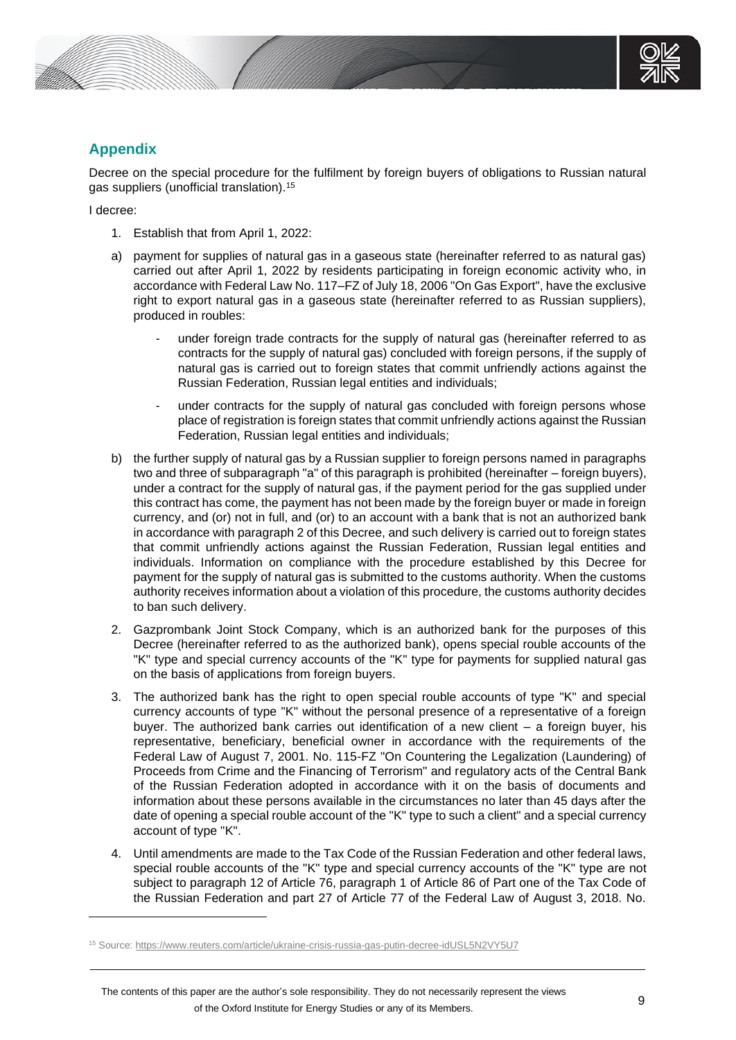## Appendix

Decree on the special procedure for the fulfilment by foreign buyers of obligations to Russian natural gas suppliers (unofficial translation).[15]

I decree:

1. Establish that from April 1, 2022:

a) payment for supplies of natural gas in a gaseous state (hereinafter referred to as natural gas) carried out after April 1, 2022 by residents participating in foreign economic activity who, in accordance with Federal Law No. 117–FZ of July 18, 2006 "On Gas Export", have the exclusive right to export natural gas in a gaseous state (hereinafter referred to as Russian suppliers), produced in roubles:

- under foreign trade contracts for the supply of natural gas (hereinafter referred to as contracts for the supply of natural gas) concluded with foreign persons, if the supply of natural gas is carried out to foreign states that commit unfriendly actions against the Russian Federation, Russian legal entities and individuals;
- under contracts for the supply of natural gas concluded with foreign persons whose place of registration is foreign states that commit unfriendly actions against the Russian Federation, Russian legal entities and individuals;

b) the further supply of natural gas by a Russian supplier to foreign persons named in paragraphs two and three of subparagraph "a" of this paragraph is prohibited (hereinafter – foreign buyers), under a contract for the supply of natural gas, if the payment period for the gas supplied under this contract has come, the payment has not been made by the foreign buyer or made in foreign currency, and (or) not in full, and (or) to an account with a bank that is not an authorized bank in accordance with paragraph 2 of this Decree, and such delivery is carried out to foreign states that commit unfriendly actions against the Russian Federation, Russian legal entities and individuals. Information on compliance with the procedure established by this Decree for payment for the supply of natural gas is submitted to the customs authority. When the customs authority receives information about a violation of this procedure, the customs authority decides to ban such delivery.

2. Gazprombank Joint Stock Company, which is an authorized bank for the purposes of this Decree (hereinafter referred to as the authorized bank), opens special rouble accounts of the "K" type and special currency accounts of the "K" type for payments for supplied natural gas on the basis of applications from foreign buyers.

3. The authorized bank has the right to open special rouble accounts of type "K" and special currency accounts of type "K" without the personal presence of a representative of a foreign buyer. The authorized bank carries out identification of a new client – a foreign buyer, his representative, beneficiary, beneficial owner in accordance with the requirements of the Federal Law of August 7, 2001. No. 115-FZ "On Countering the Legalization (Laundering) of Proceeds from Crime and the Financing of Terrorism" and regulatory acts of the Central Bank of the Russian Federation adopted in accordance with it on the basis of documents and information about these persons available in the circumstances no later than 45 days after the date of opening a special rouble account of the "K" type to such a client" and a special currency account of type "K".

4. Until amendments are made to the Tax Code of the Russian Federation and other federal laws, special rouble accounts of the "K" type and special currency accounts of the "K" type are not subject to paragraph 12 of Article 76, paragraph 1 of Article 86 of Part one of the Tax Code of the Russian Federation and part 27 of Article 77 of the Federal Law of August 3, 2018. No.

[15] Source: https://www.reuters.com/article/ukraine-crisis-russia-gas-putin-decree-idUSL5N2VY5U7

The contents of this paper are the author's sole responsibility. They do not necessarily represent the views of the Oxford Institute for Energy Studies or any of its Members.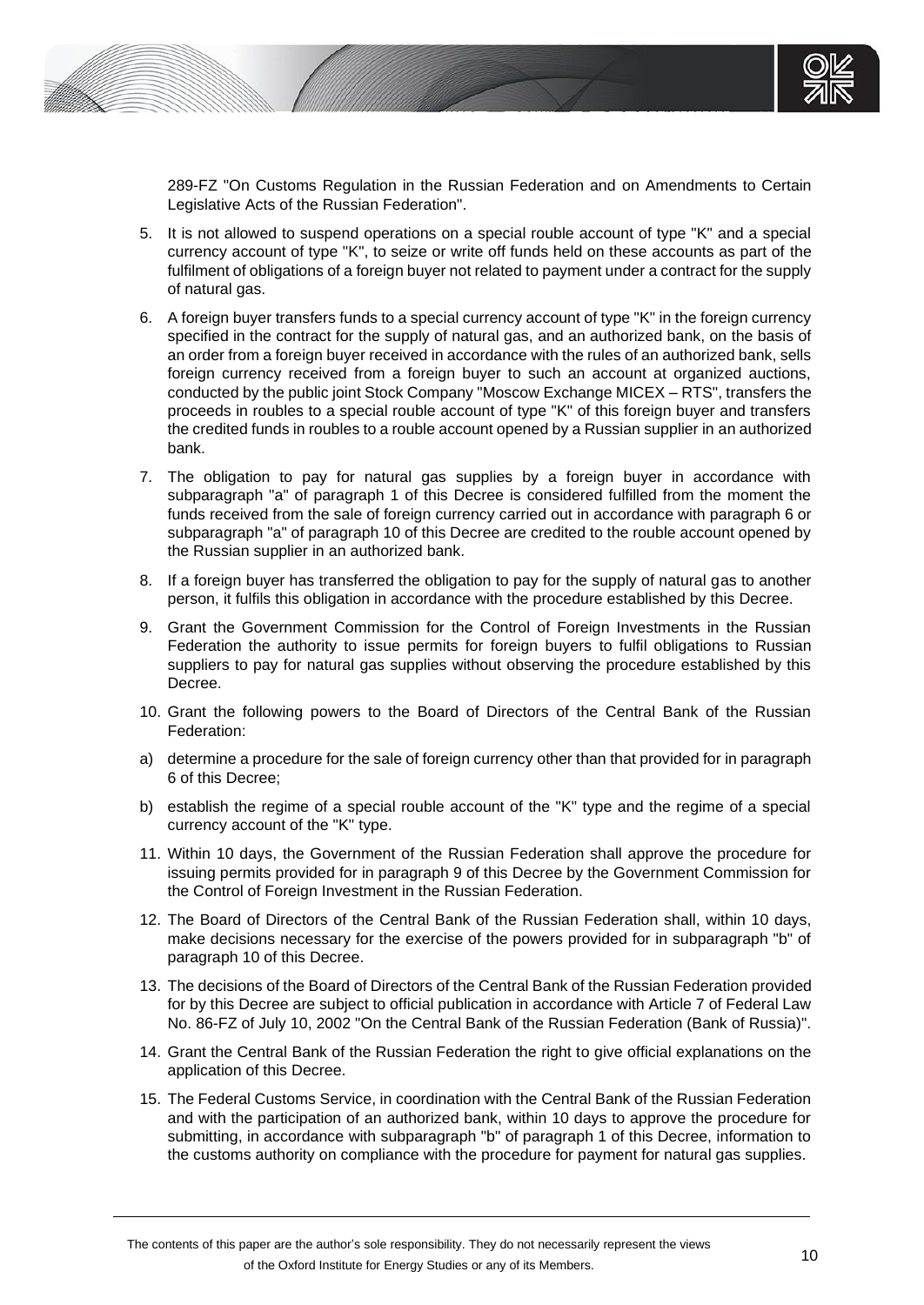289-FZ "On Customs Regulation in the Russian Federation and on Amendments to Certain Legislative Acts of the Russian Federation".

5. It is not allowed to suspend operations on a special rouble account of type "K" and a special currency account of type "K", to seize or write off funds held on these accounts as part of the fulfilment of obligations of a foreign buyer not related to payment under a contract for the supply of natural gas.
6. A foreign buyer transfers funds to a special currency account of type "K" in the foreign currency specified in the contract for the supply of natural gas, and an authorized bank, on the basis of an order from a foreign buyer received in accordance with the rules of an authorized bank, sells foreign currency received from a foreign buyer to such an account at organized auctions, conducted by the public joint Stock Company "Moscow Exchange MICEX – RTS", transfers the proceeds in roubles to a special rouble account of type "K" of this foreign buyer and transfers the credited funds in roubles to a rouble account opened by a Russian supplier in an authorized bank.
7. The obligation to pay for natural gas supplies by a foreign buyer in accordance with subparagraph "a" of paragraph 1 of this Decree is considered fulfilled from the moment the funds received from the sale of foreign currency carried out in accordance with paragraph 6 or subparagraph "a" of paragraph 10 of this Decree are credited to the rouble account opened by the Russian supplier in an authorized bank.
8. If a foreign buyer has transferred the obligation to pay for the supply of natural gas to another person, it fulfils this obligation in accordance with the procedure established by this Decree.
9. Grant the Government Commission for the Control of Foreign Investments in the Russian Federation the authority to issue permits for foreign buyers to fulfil obligations to Russian suppliers to pay for natural gas supplies without observing the procedure established by this Decree.
10. Grant the following powers to the Board of Directors of the Central Bank of the Russian Federation:

a) determine a procedure for the sale of foreign currency other than that provided for in paragraph 6 of this Decree;

b) establish the regime of a special rouble account of the "K" type and the regime of a special currency account of the "K" type.

11. Within 10 days, the Government of the Russian Federation shall approve the procedure for issuing permits provided for in paragraph 9 of this Decree by the Government Commission for the Control of Foreign Investment in the Russian Federation.
12. The Board of Directors of the Central Bank of the Russian Federation shall, within 10 days, make decisions necessary for the exercise of the powers provided for in subparagraph "b" of paragraph 10 of this Decree.
13. The decisions of the Board of Directors of the Central Bank of the Russian Federation provided for by this Decree are subject to official publication in accordance with Article 7 of Federal Law No. 86-FZ of July 10, 2002 "On the Central Bank of the Russian Federation (Bank of Russia)".
14. Grant the Central Bank of the Russian Federation the right to give official explanations on the application of this Decree.
15. The Federal Customs Service, in coordination with the Central Bank of the Russian Federation and with the participation of an authorized bank, within 10 days to approve the procedure for submitting, in accordance with subparagraph "b" of paragraph 1 of this Decree, information to the customs authority on compliance with the procedure for payment for natural gas supplies.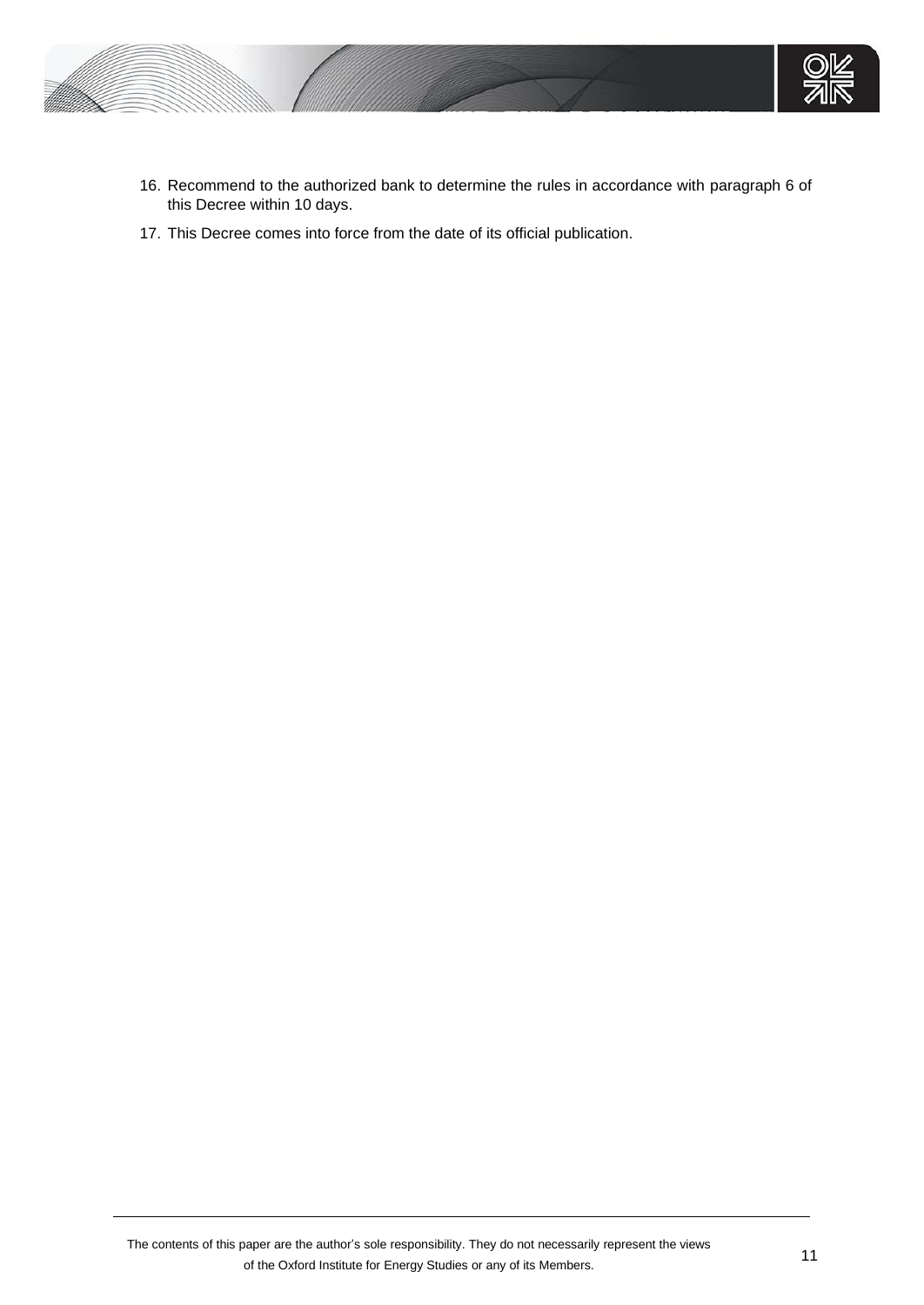16. Recommend to the authorized bank to determine the rules in accordance with paragraph 6 of this Decree within 10 days.
17. This Decree comes into force from the date of its official publication.